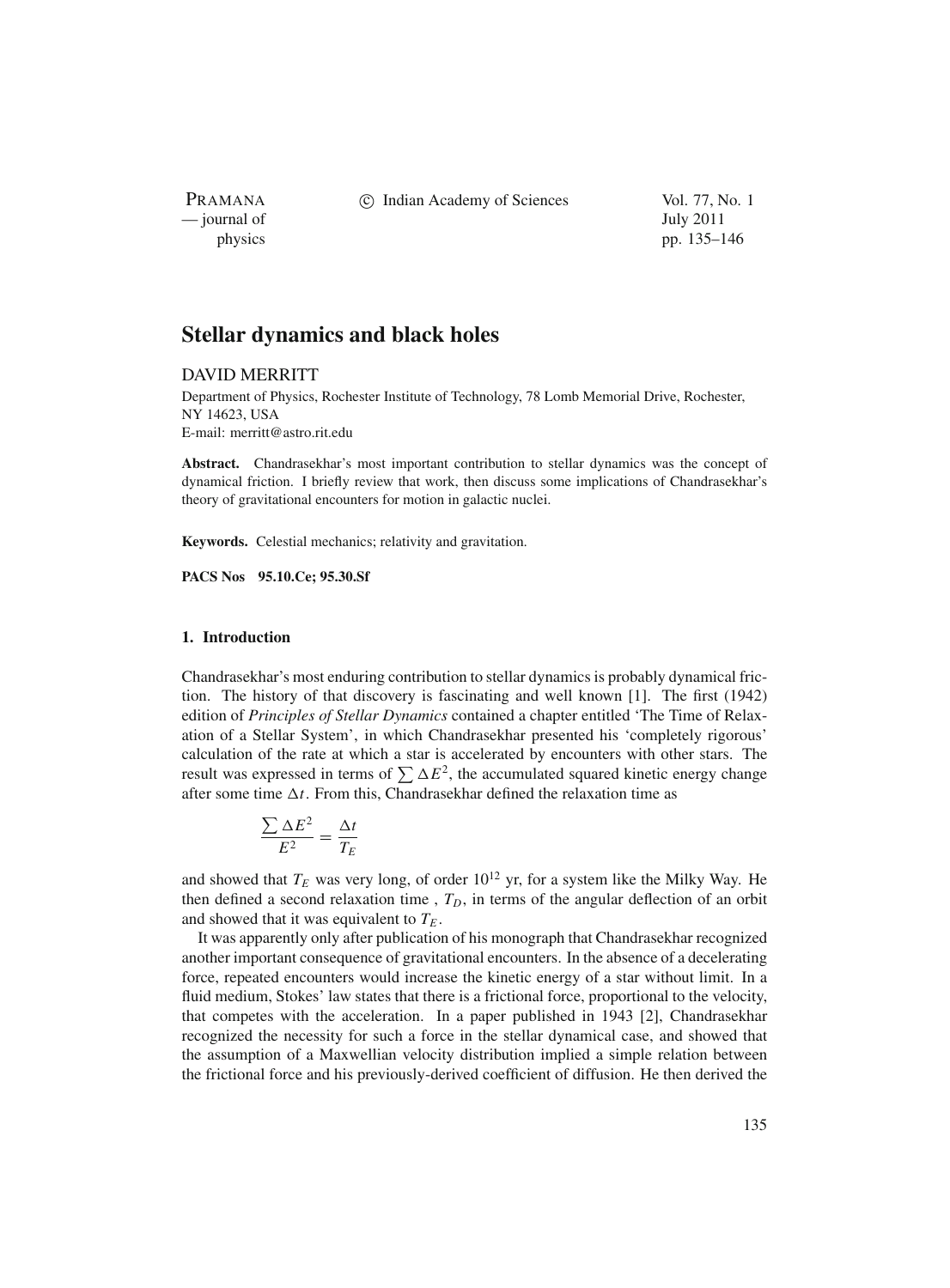# Stellar dynamics and black holes

DAVID MERRITT

Department of Physics, Rochester Institute of Technology, 78 Lomb Memorial Drive, Rochester, NY 14623, USA
E-mail: merritt@astro.rit.edu

**Abstract.** Chandrasekhar's most important contribution to stellar dynamics was the concept of dynamical friction. I briefly review that work, then discuss some implications of Chandrasekhar's theory of gravitational encounters for motion in galactic nuclei.

**Keywords.** Celestial mechanics; relativity and gravitation.

**PACS Nos** 95.10.Ce; 95.30.Sf

## 1. Introduction

Chandrasekhar's most enduring contribution to stellar dynamics is probably dynamical friction. The history of that discovery is fascinating and well known [1]. The first (1942) edition of *Principles of Stellar Dynamics* contained a chapter entitled 'The Time of Relaxation of a Stellar System', in which Chandrasekhar presented his 'completely rigorous' calculation of the rate at which a star is accelerated by encounters with other stars. The result was expressed in terms of $\sum \Delta E^2$, the accumulated squared kinetic energy change after some time $\Delta t$. From this, Chandrasekhar defined the relaxation time as

$$\frac{\sum \Delta E^2}{E^2} = \frac{\Delta t}{T_E}$$

and showed that $T_E$ was very long, of order $10^{12}$ yr, for a system like the Milky Way. He then defined a second relaxation time , $T_D$, in terms of the angular deflection of an orbit and showed that it was equivalent to $T_E$.

It was apparently only after publication of his monograph that Chandrasekhar recognized another important consequence of gravitational encounters. In the absence of a decelerating force, repeated encounters would increase the kinetic energy of a star without limit. In a fluid medium, Stokes' law states that there is a frictional force, proportional to the velocity, that competes with the acceleration. In a paper published in 1943 [2], Chandrasekhar recognized the necessity for such a force in the stellar dynamical case, and showed that the assumption of a Maxwellian velocity distribution implied a simple relation between the frictional force and his previously-derived coefficient of diffusion. He then derived the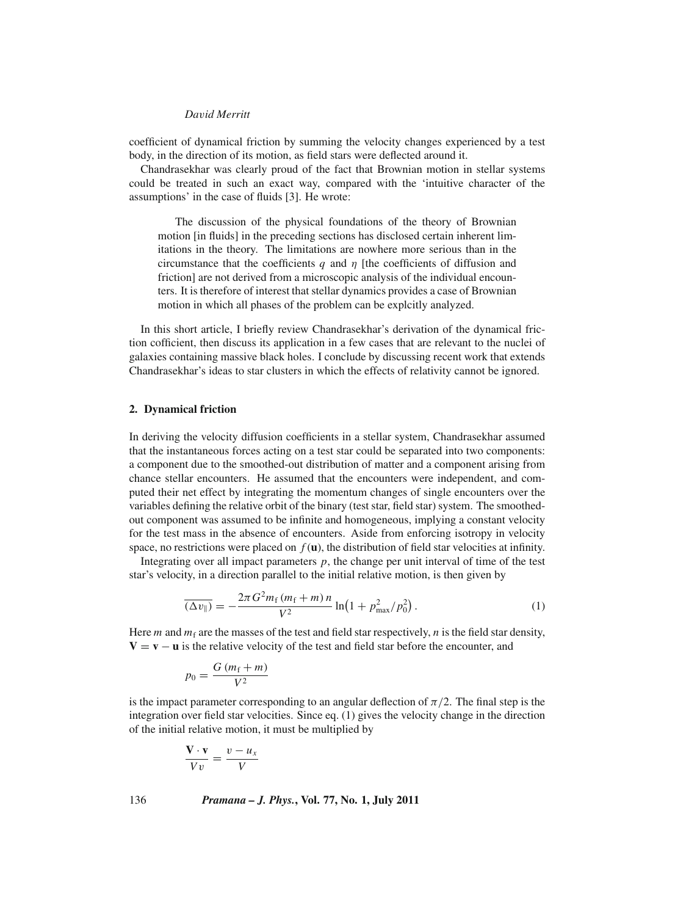coefficient of dynamical friction by summing the velocity changes experienced by a test body, in the direction of its motion, as field stars were deflected around it.

Chandrasekhar was clearly proud of the fact that Brownian motion in stellar systems could be treated in such an exact way, compared with the 'intuitive character of the assumptions' in the case of fluids [3]. He wrote:

> The discussion of the physical foundations of the theory of Brownian motion [in fluids] in the preceding sections has disclosed certain inherent limitations in the theory. The limitations are nowhere more serious than in the circumstance that the coefficients $q$ and $\eta$ [the coefficients of diffusion and friction] are not derived from a microscopic analysis of the individual encounters. It is therefore of interest that stellar dynamics provides a case of Brownian motion in which all phases of the problem can be explcitly analyzed.

In this short article, I briefly review Chandrasekhar's derivation of the dynamical friction coefficient, then discuss its application in a few cases that are relevant to the nuclei of galaxies containing massive black holes. I conclude by discussing recent work that extends Chandrasekhar's ideas to star clusters in which the effects of relativity cannot be ignored.

## 2. Dynamical friction

In deriving the velocity diffusion coefficients in a stellar system, Chandrasekhar assumed that the instantaneous forces acting on a test star could be separated into two components: a component due to the smoothed-out distribution of matter and a component arising from chance stellar encounters. He assumed that the encounters were independent, and computed their net effect by integrating the momentum changes of single encounters over the variables defining the relative orbit of the binary (test star, field star) system. The smoothed-out component was assumed to be infinite and homogeneous, implying a constant velocity for the test mass in the absence of encounters. Aside from enforcing isotropy in velocity space, no restrictions were placed on $f(\mathbf{u})$, the distribution of field star velocities at infinity.

Integrating over all impact parameters $p$, the change per unit interval of time of the test star's velocity, in a direction parallel to the initial relative motion, is then given by

$$\overline{(\Delta v_{\parallel})} = -\frac{2\pi G^2 m_{\mathrm{f}}\,(m_{\mathrm{f}} + m)\,n}{V^2}\ln\left(1 + p_{\mathrm{max}}^2/p_0^2\right). \tag{1}$$

Here $m$ and $m_{\mathrm{f}}$ are the masses of the test and field star respectively, $n$ is the field star density, $\mathbf{V} = \mathbf{v} - \mathbf{u}$ is the relative velocity of the test and field star before the encounter, and

$$p_0 = \frac{G\,(m_{\mathrm{f}} + m)}{V^2}$$

is the impact parameter corresponding to an angular deflection of $\pi/2$. The final step is the integration over field star velocities. Since eq. (1) gives the velocity change in the direction of the initial relative motion, it must be multiplied by

$$\frac{\mathbf{V}\cdot\mathbf{v}}{Vv} = \frac{v - u_x}{V}$$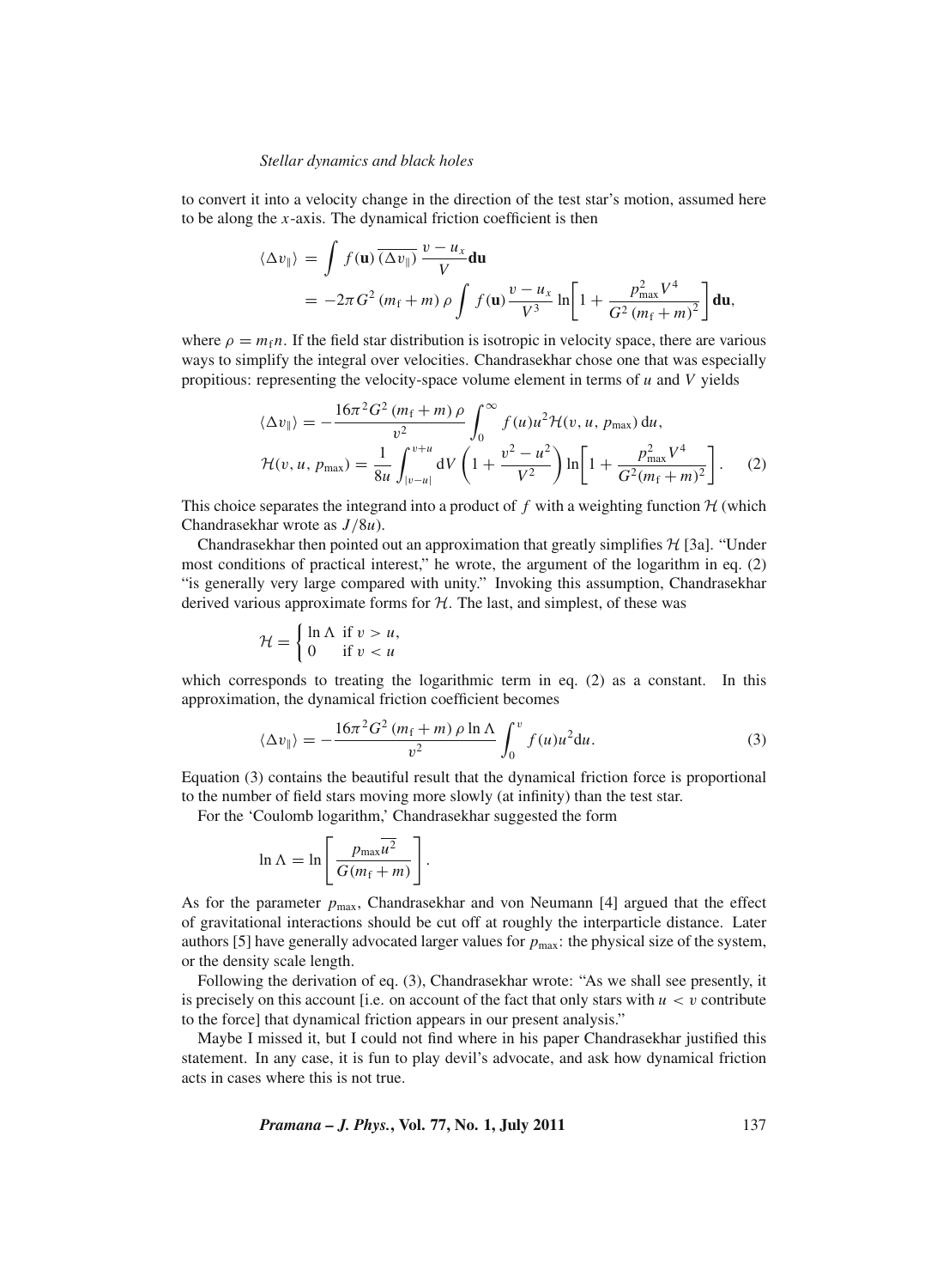to convert it into a velocity change in the direction of the test star's motion, assumed here to be along the $x$-axis. The dynamical friction coefficient is then

$$
\begin{aligned}
\langle \Delta v_{\parallel} \rangle &= \int f(\mathbf{u})\, \overline{(\Delta v_{\parallel})}\, \frac{v - u_x}{V} \mathbf{du} \\
&= -2\pi G^2 (m_{\mathrm{f}} + m)\, \rho \int f(\mathbf{u}) \frac{v - u_x}{V^3} \ln\left[1 + \frac{p_{\max}^2 V^4}{G^2 (m_{\mathrm{f}} + m)^2}\right] \mathbf{du},
\end{aligned}
$$

where $\rho = m_{\mathrm{f}} n$. If the field star distribution is isotropic in velocity space, there are various ways to simplify the integral over velocities. Chandrasekhar chose one that was especially propitious: representing the velocity-space volume element in terms of $u$ and $V$ yields

$$
\begin{aligned}
\langle \Delta v_{\parallel} \rangle &= -\frac{16\pi^2 G^2 (m_{\mathrm{f}} + m)\, \rho}{v^2} \int_0^{\infty} f(u) u^2 \mathcal{H}(v, u, p_{\max})\, \mathrm{d}u, \\
\mathcal{H}(v, u, p_{\max}) &= \frac{1}{8u} \int_{|v-u|}^{v+u} \mathrm{d}V \left(1 + \frac{v^2 - u^2}{V^2}\right) \ln\left[1 + \frac{p_{\max}^2 V^4}{G^2 (m_{\mathrm{f}} + m)^2}\right]. \qquad (2)
\end{aligned}
$$

This choice separates the integrand into a product of $f$ with a weighting function $\mathcal{H}$ (which Chandrasekhar wrote as $J/8u$).

Chandrasekhar then pointed out an approximation that greatly simplifies $\mathcal{H}$ [3a]. "Under most conditions of practical interest," he wrote, the argument of the logarithm in eq. (2) "is generally very large compared with unity." Invoking this assumption, Chandrasekhar derived various approximate forms for $\mathcal{H}$. The last, and simplest, of these was

$$
\mathcal{H} = \begin{cases} \ln \Lambda & \text{if } v > u, \\ 0 & \text{if } v < u \end{cases}
$$

which corresponds to treating the logarithmic term in eq. (2) as a constant. In this approximation, the dynamical friction coefficient becomes

$$
\langle \Delta v_{\parallel} \rangle = -\frac{16\pi^2 G^2 (m_{\mathrm{f}} + m)\, \rho \ln \Lambda}{v^2} \int_0^{v} f(u) u^2 \mathrm{d}u. \qquad (3)
$$

Equation (3) contains the beautiful result that the dynamical friction force is proportional to the number of field stars moving more slowly (at infinity) than the test star.

For the 'Coulomb logarithm,' Chandrasekhar suggested the form

$$
\ln \Lambda = \ln\left[\frac{p_{\max} \overline{u^2}}{G(m_{\mathrm{f}} + m)}\right].
$$

As for the parameter $p_{\max}$, Chandrasekhar and von Neumann [4] argued that the effect of gravitational interactions should be cut off at roughly the interparticle distance. Later authors [5] have generally advocated larger values for $p_{\max}$: the physical size of the system, or the density scale length.

Following the derivation of eq. (3), Chandrasekhar wrote: "As we shall see presently, it is precisely on this account [i.e. on account of the fact that only stars with $u < v$ contribute to the force] that dynamical friction appears in our present analysis."

Maybe I missed it, but I could not find where in his paper Chandrasekhar justified this statement. In any case, it is fun to play devil's advocate, and ask how dynamical friction acts in cases where this is not true.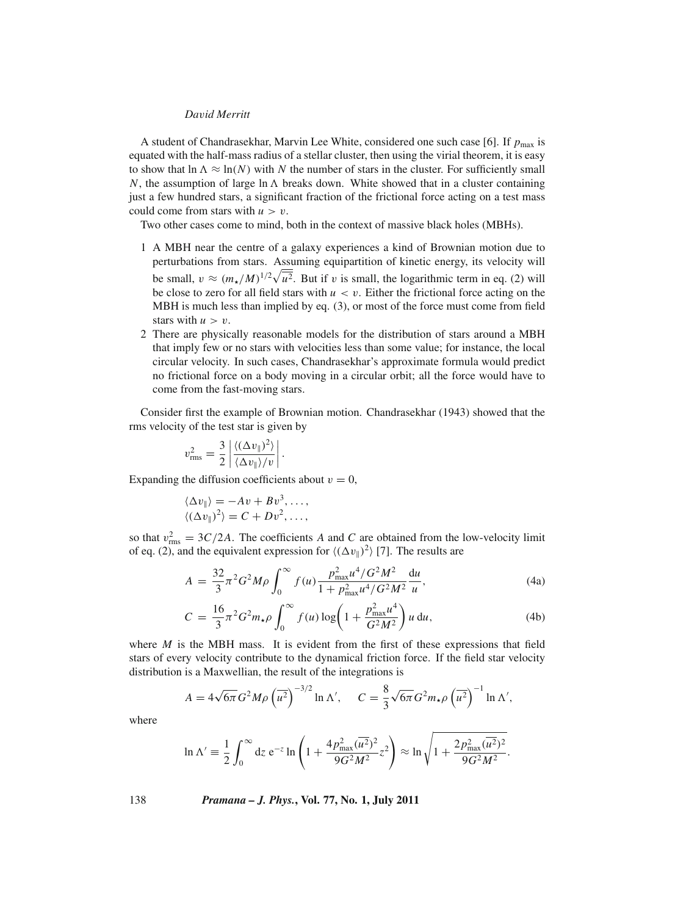A student of Chandrasekhar, Marvin Lee White, considered one such case [6]. If $p_{\max}$ is equated with the half-mass radius of a stellar cluster, then using the virial theorem, it is easy to show that $\ln\Lambda \approx \ln(N)$ with $N$ the number of stars in the cluster. For sufficiently small $N$, the assumption of large $\ln\Lambda$ breaks down. White showed that in a cluster containing just a few hundred stars, a significant fraction of the frictional force acting on a test mass could come from stars with $u > v$.

Two other cases come to mind, both in the context of massive black holes (MBHs).

1. A MBH near the centre of a galaxy experiences a kind of Brownian motion due to perturbations from stars. Assuming equipartition of kinetic energy, its velocity will be small, $v \approx (m_\star/M)^{1/2}\sqrt{\overline{u^2}}$. But if $v$ is small, the logarithmic term in eq. (2) will be close to zero for all field stars with $u < v$. Either the frictional force acting on the MBH is much less than implied by eq. (3), or most of the force must come from field stars with $u > v$.
2. There are physically reasonable models for the distribution of stars around a MBH that imply few or no stars with velocities less than some value; for instance, the local circular velocity. In such cases, Chandrasekhar's approximate formula would predict no frictional force on a body moving in a circular orbit; all the force would have to come from the fast-moving stars.

Consider first the example of Brownian motion. Chandrasekhar (1943) showed that the rms velocity of the test star is given by

$$v_{\rm rms}^2 = \frac{3}{2}\left|\frac{\langle(\Delta v_\parallel)^2\rangle}{\langle\Delta v_\parallel\rangle/v}\right|.$$

Expanding the diffusion coefficients about $v = 0$,

$$\langle\Delta v_\parallel\rangle = -Av + Bv^3, \ldots,$$
$$\langle(\Delta v_\parallel)^2\rangle = C + Dv^2, \ldots,$$

so that $v_{\rm rms}^2 = 3C/2A$. The coefficients $A$ and $C$ are obtained from the low-velocity limit of eq. (2), and the equivalent expression for $\langle(\Delta v_\parallel)^2\rangle$ [7]. The results are

$$A = \frac{32}{3}\pi^2 G^2 M\rho \int_0^\infty f(u)\frac{p_{\max}^2 u^4/G^2M^2}{1 + p_{\max}^2 u^4/G^2M^2}\frac{\mathrm{d}u}{u}, \tag{4a}$$

$$C = \frac{16}{3}\pi^2 G^2 m_\star\rho \int_0^\infty f(u)\log\left(1 + \frac{p_{\max}^2 u^4}{G^2M^2}\right) u\,\mathrm{d}u, \tag{4b}$$

where $M$ is the MBH mass. It is evident from the first of these expressions that field stars of every velocity contribute to the dynamical friction force. If the field star velocity distribution is a Maxwellian, the result of the integrations is

$$A = 4\sqrt{6\pi}G^2 M\rho\left(\overline{u^2}\right)^{-3/2}\ln\Lambda', \qquad C = \frac{8}{3}\sqrt{6\pi}G^2 m_\star\rho\left(\overline{u^2}\right)^{-1}\ln\Lambda',$$

where

$$\ln\Lambda' \equiv \frac{1}{2}\int_0^\infty \mathrm{d}z\, \mathrm{e}^{-z}\ln\left(1 + \frac{4p_{\max}^2(\overline{u^2})^2}{9G^2M^2}z^2\right) \approx \ln\sqrt{1 + \frac{2p_{\max}^2(\overline{u^2})^2}{9G^2M^2}}.$$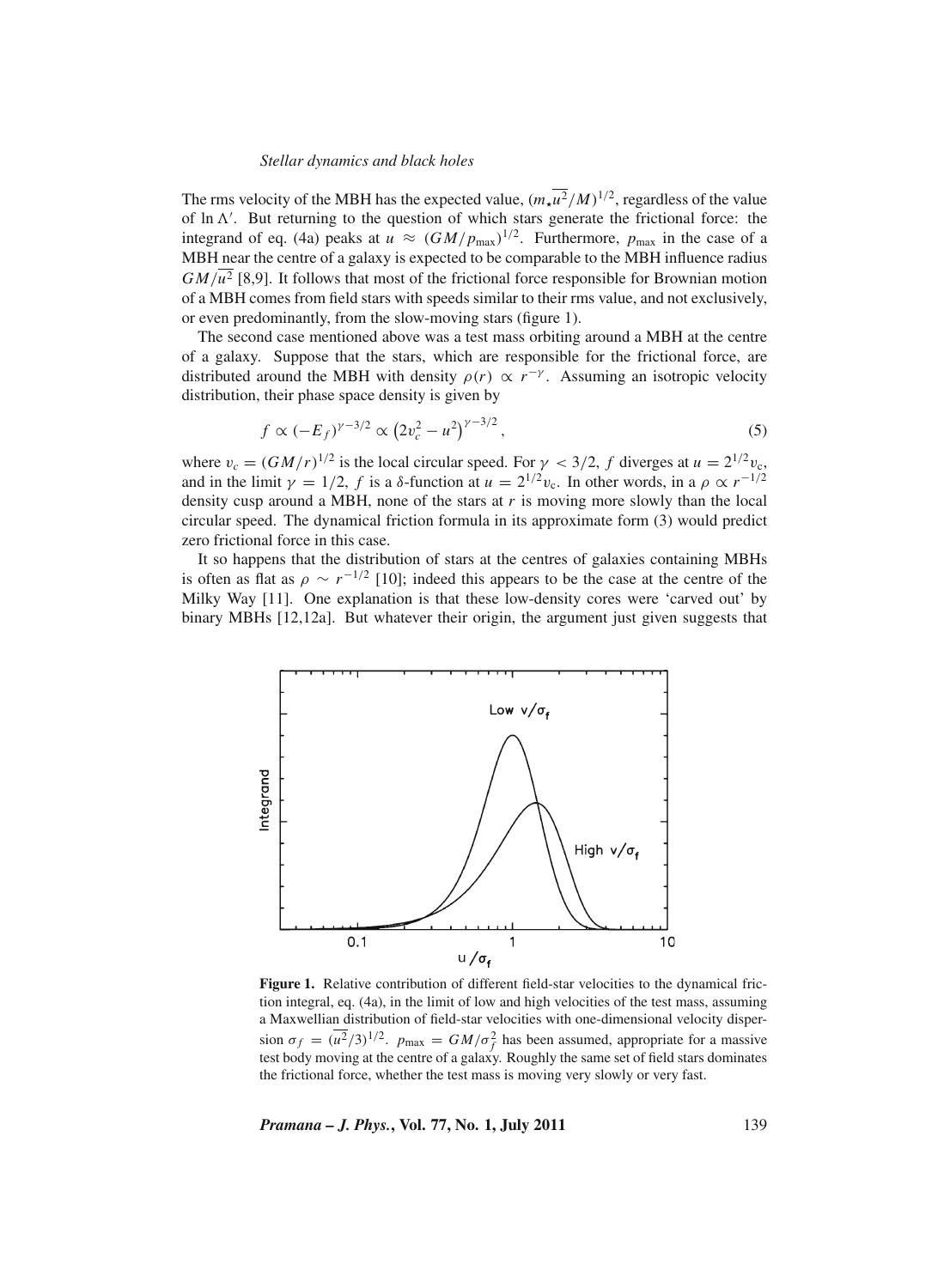The rms velocity of the MBH has the expected value, $(m_\star \overline{u^2}/M)^{1/2}$, regardless of the value of $\ln \Lambda'$. But returning to the question of which stars generate the frictional force: the integrand of eq. (4a) peaks at $u \approx (GM/p_{\max})^{1/2}$. Furthermore, $p_{\max}$ in the case of a MBH near the centre of a galaxy is expected to be comparable to the MBH influence radius $GM/\overline{u^2}$ [8,9]. It follows that most of the frictional force responsible for Brownian motion of a MBH comes from field stars with speeds similar to their rms value, and not exclusively, or even predominantly, from the slow-moving stars (figure 1).

The second case mentioned above was a test mass orbiting around a MBH at the centre of a galaxy. Suppose that the stars, which are responsible for the frictional force, are distributed around the MBH with density $\rho(r) \propto r^{-\gamma}$. Assuming an isotropic velocity distribution, their phase space density is given by

$$f \propto (-E_f)^{\gamma-3/2} \propto \left(2v_c^2 - u^2\right)^{\gamma-3/2}, \tag{5}$$

where $v_c = (GM/r)^{1/2}$ is the local circular speed. For $\gamma < 3/2$, $f$ diverges at $u = 2^{1/2}v_c$, and in the limit $\gamma = 1/2$, $f$ is a $\delta$-function at $u = 2^{1/2}v_c$. In other words, in a $\rho \propto r^{-1/2}$ density cusp around a MBH, none of the stars at $r$ is moving more slowly than the local circular speed. The dynamical friction formula in its approximate form (3) would predict zero frictional force in this case.

It so happens that the distribution of stars at the centres of galaxies containing MBHs is often as flat as $\rho \sim r^{-1/2}$ [10]; indeed this appears to be the case at the centre of the Milky Way [11]. One explanation is that these low-density cores were 'carved out' by binary MBHs [12,12a]. But whatever their origin, the argument just given suggests that

**Figure 1.** Relative contribution of different field-star velocities to the dynamical friction integral, eq. (4a), in the limit of low and high velocities of the test mass, assuming a Maxwellian distribution of field-star velocities with one-dimensional velocity dispersion $\sigma_f = (\overline{u^2}/3)^{1/2}$. $p_{\max} = GM/\sigma_f^2$ has been assumed, appropriate for a massive test body moving at the centre of a galaxy. Roughly the same set of field stars dominates the frictional force, whether the test mass is moving very slowly or very fast.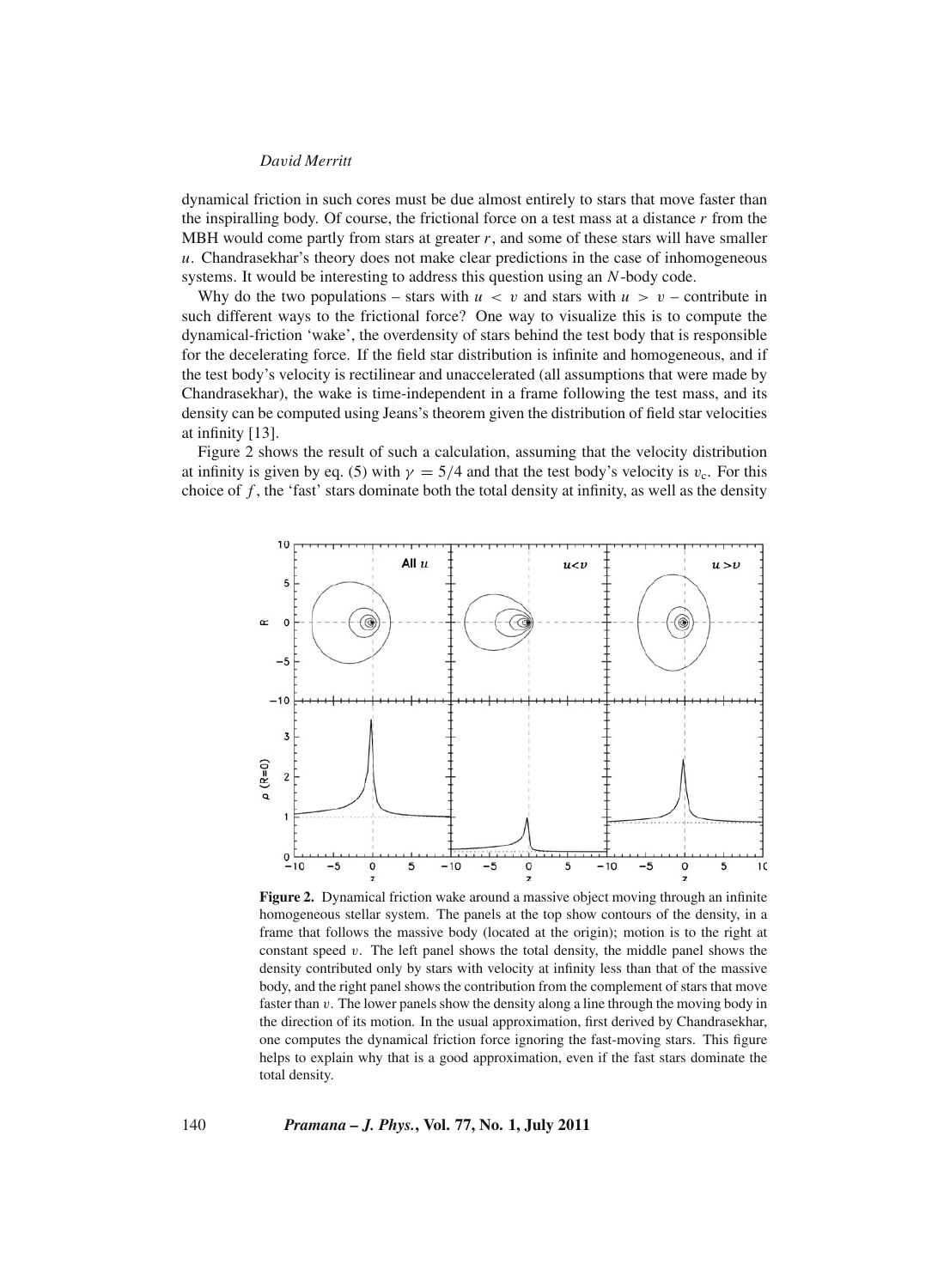dynamical friction in such cores must be due almost entirely to stars that move faster than the inspiralling body. Of course, the frictional force on a test mass at a distance $r$ from the MBH would come partly from stars at greater $r$, and some of these stars will have smaller $u$. Chandrasekhar's theory does not make clear predictions in the case of inhomogeneous systems. It would be interesting to address this question using an $N$-body code.

Why do the two populations – stars with $u < v$ and stars with $u > v$ – contribute in such different ways to the frictional force? One way to visualize this is to compute the dynamical-friction 'wake', the overdensity of stars behind the test body that is responsible for the decelerating force. If the field star distribution is infinite and homogeneous, and if the test body's velocity is rectilinear and unaccelerated (all assumptions that were made by Chandrasekhar), the wake is time-independent in a frame following the test mass, and its density can be computed using Jeans's theorem given the distribution of field star velocities at infinity [13].

Figure 2 shows the result of such a calculation, assuming that the velocity distribution at infinity is given by eq. (5) with $\gamma = 5/4$ and that the test body's velocity is $v_c$. For this choice of $f$, the 'fast' stars dominate both the total density at infinity, as well as the density

**Figure 2.** Dynamical friction wake around a massive object moving through an infinite homogeneous stellar system. The panels at the top show contours of the density, in a frame that follows the massive body (located at the origin); motion is to the right at constant speed $v$. The left panel shows the total density, the middle panel shows the density contributed only by stars with velocity at infinity less than that of the massive body, and the right panel shows the contribution from the complement of stars that move faster than $v$. The lower panels show the density along a line through the moving body in the direction of its motion. In the usual approximation, first derived by Chandrasekhar, one computes the dynamical friction force ignoring the fast-moving stars. This figure helps to explain why that is a good approximation, even if the fast stars dominate the total density.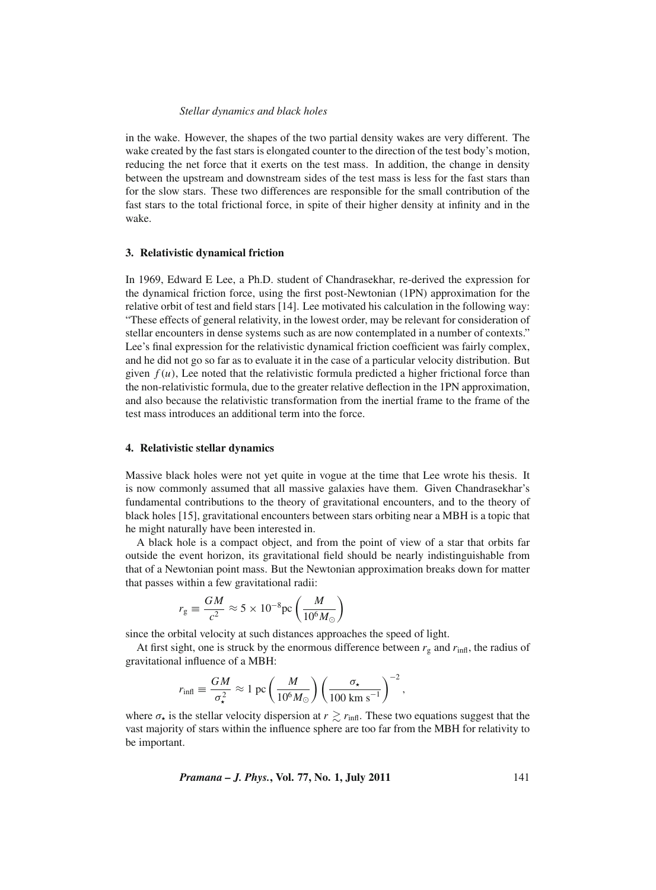in the wake. However, the shapes of the two partial density wakes are very different. The wake created by the fast stars is elongated counter to the direction of the test body's motion, reducing the net force that it exerts on the test mass. In addition, the change in density between the upstream and downstream sides of the test mass is less for the fast stars than for the slow stars. These two differences are responsible for the small contribution of the fast stars to the total frictional force, in spite of their higher density at infinity and in the wake.

## 3. Relativistic dynamical friction

In 1969, Edward E Lee, a Ph.D. student of Chandrasekhar, re-derived the expression for the dynamical friction force, using the first post-Newtonian (1PN) approximation for the relative orbit of test and field stars [14]. Lee motivated his calculation in the following way: "These effects of general relativity, in the lowest order, may be relevant for consideration of stellar encounters in dense systems such as are now contemplated in a number of contexts." Lee's final expression for the relativistic dynamical friction coefficient was fairly complex, and he did not go so far as to evaluate it in the case of a particular velocity distribution. But given $f(u)$, Lee noted that the relativistic formula predicted a higher frictional force than the non-relativistic formula, due to the greater relative deflection in the 1PN approximation, and also because the relativistic transformation from the inertial frame to the frame of the test mass introduces an additional term into the force.

## 4. Relativistic stellar dynamics

Massive black holes were not yet quite in vogue at the time that Lee wrote his thesis. It is now commonly assumed that all massive galaxies have them. Given Chandrasekhar's fundamental contributions to the theory of gravitational encounters, and to the theory of black holes [15], gravitational encounters between stars orbiting near a MBH is a topic that he might naturally have been interested in.

A black hole is a compact object, and from the point of view of a star that orbits far outside the event horizon, its gravitational field should be nearly indistinguishable from that of a Newtonian point mass. But the Newtonian approximation breaks down for matter that passes within a few gravitational radii:

$$r_{\rm g} \equiv \frac{GM}{c^2} \approx 5 \times 10^{-8}\text{pc} \left(\frac{M}{10^6 M_\odot}\right)$$

since the orbital velocity at such distances approaches the speed of light.

At first sight, one is struck by the enormous difference between $r_{\rm g}$ and $r_{\rm infl}$, the radius of gravitational influence of a MBH:

$$r_{\rm infl} \equiv \frac{GM}{\sigma_\star^2} \approx 1 \text{ pc} \left(\frac{M}{10^6 M_\odot}\right) \left(\frac{\sigma_\star}{100 \text{ km s}^{-1}}\right)^{-2},$$

where $\sigma_\star$ is the stellar velocity dispersion at $r \gtrsim r_{\rm infl}$. These two equations suggest that the vast majority of stars within the influence sphere are too far from the MBH for relativity to be important.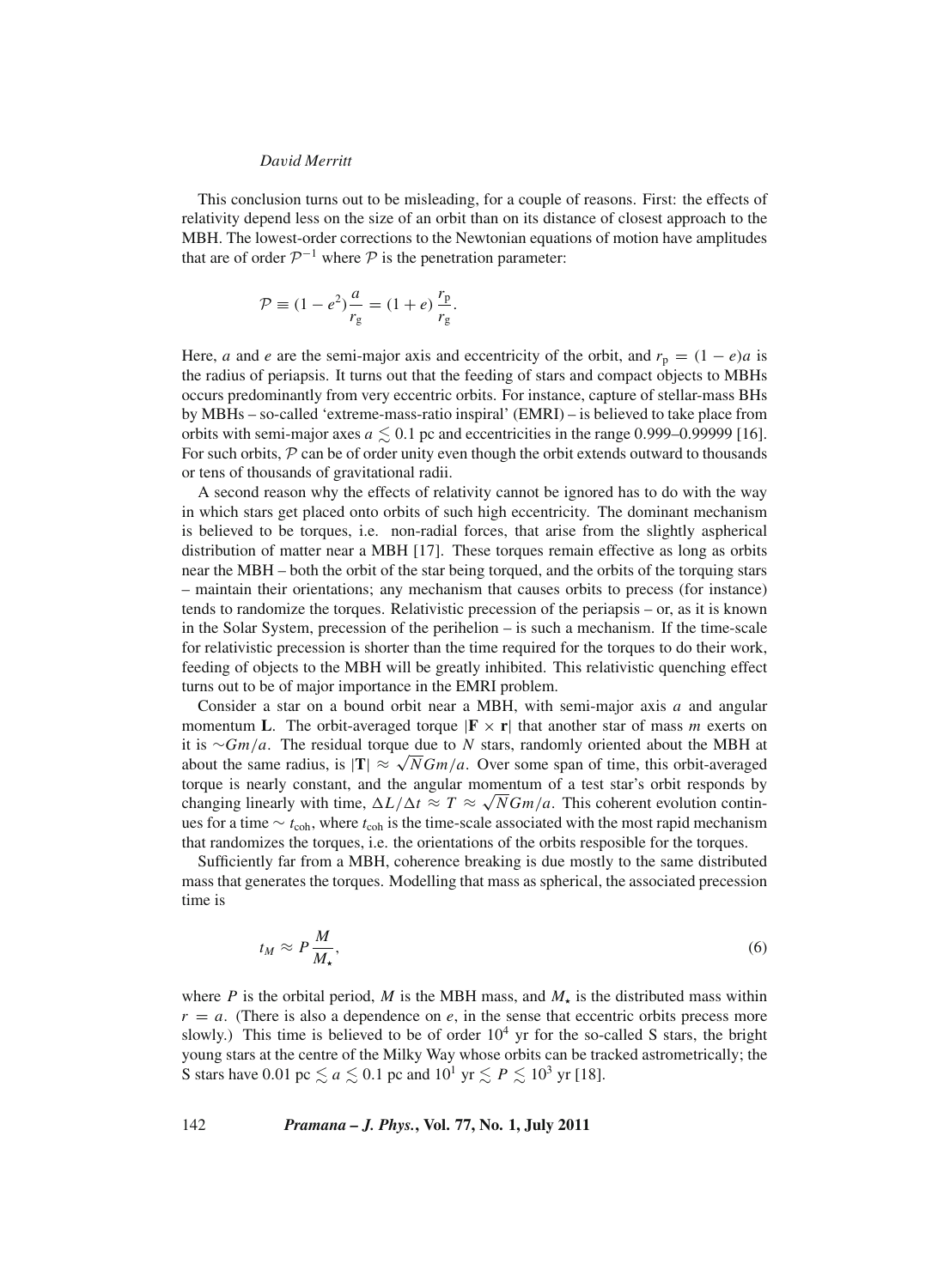This conclusion turns out to be misleading, for a couple of reasons. First: the effects of relativity depend less on the size of an orbit than on its distance of closest approach to the MBH. The lowest-order corrections to the Newtonian equations of motion have amplitudes that are of order $\mathcal{P}^{-1}$ where $\mathcal{P}$ is the penetration parameter:

$$\mathcal{P} \equiv (1 - e^2)\frac{a}{r_{\rm g}} = (1 + e)\,\frac{r_{\rm p}}{r_{\rm g}}.$$

Here, $a$ and $e$ are the semi-major axis and eccentricity of the orbit, and $r_{\rm p} = (1 - e)a$ is the radius of periapsis. It turns out that the feeding of stars and compact objects to MBHs occurs predominantly from very eccentric orbits. For instance, capture of stellar-mass BHs by MBHs – so-called 'extreme-mass-ratio inspiral' (EMRI) – is believed to take place from orbits with semi-major axes $a \lesssim 0.1$ pc and eccentricities in the range 0.999–0.99999 [16]. For such orbits, $\mathcal{P}$ can be of order unity even though the orbit extends outward to thousands or tens of thousands of gravitational radii.

A second reason why the effects of relativity cannot be ignored has to do with the way in which stars get placed onto orbits of such high eccentricity. The dominant mechanism is believed to be torques, i.e. non-radial forces, that arise from the slightly aspherical distribution of matter near a MBH [17]. These torques remain effective as long as orbits near the MBH – both the orbit of the star being torqued, and the orbits of the torquing stars – maintain their orientations; any mechanism that causes orbits to precess (for instance) tends to randomize the torques. Relativistic precession of the periapsis – or, as it is known in the Solar System, precession of the perihelion – is such a mechanism. If the time-scale for relativistic precession is shorter than the time required for the torques to do their work, feeding of objects to the MBH will be greatly inhibited. This relativistic quenching effect turns out to be of major importance in the EMRI problem.

Consider a star on a bound orbit near a MBH, with semi-major axis $a$ and angular momentum $\mathbf{L}$. The orbit-averaged torque $|\mathbf{F} \times \mathbf{r}|$ that another star of mass $m$ exerts on it is $\sim Gm/a$. The residual torque due to $N$ stars, randomly oriented about the MBH at about the same radius, is $|\mathbf{T}| \approx \sqrt{N}Gm/a$. Over some span of time, this orbit-averaged torque is nearly constant, and the angular momentum of a test star's orbit responds by changing linearly with time, $\Delta L/\Delta t \approx T \approx \sqrt{N}Gm/a$. This coherent evolution continues for a time $\sim t_{\rm coh}$, where $t_{\rm coh}$ is the time-scale associated with the most rapid mechanism that randomizes the torques, i.e. the orientations of the orbits resposible for the torques.

Sufficiently far from a MBH, coherence breaking is due mostly to the same distributed mass that generates the torques. Modelling that mass as spherical, the associated precession time is

$$t_M \approx P\,\frac{M}{M_\star}, \tag{6}$$

where $P$ is the orbital period, $M$ is the MBH mass, and $M_\star$ is the distributed mass within $r = a$. (There is also a dependence on $e$, in the sense that eccentric orbits precess more slowly.) This time is believed to be of order $10^4$ yr for the so-called S stars, the bright young stars at the centre of the Milky Way whose orbits can be tracked astrometrically; the S stars have $0.01$ pc $\lesssim a \lesssim 0.1$ pc and $10^1$ yr $\lesssim P \lesssim 10^3$ yr [18].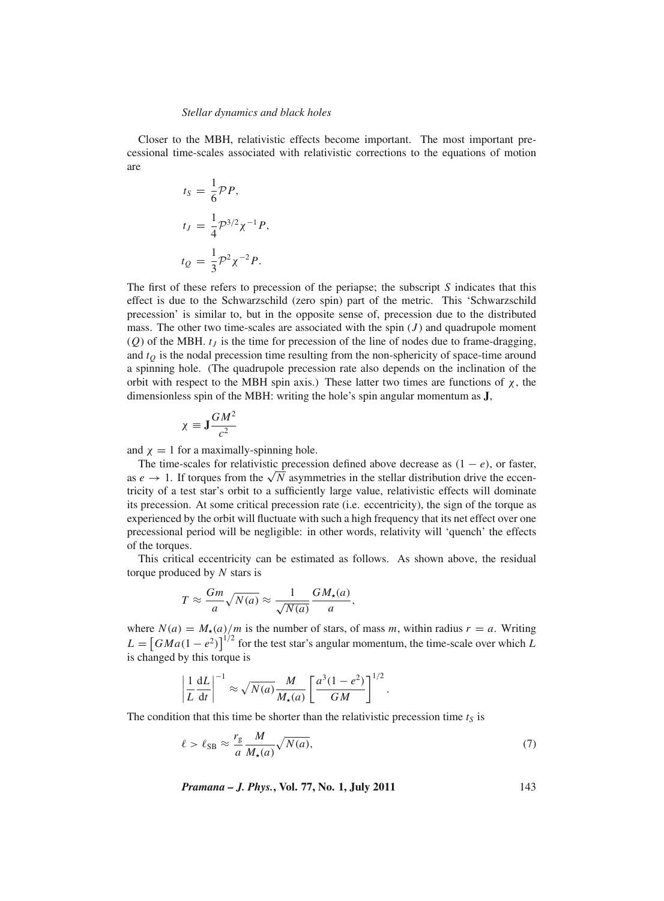Closer to the MBH, relativistic effects become important. The most important precessional time-scales associated with relativistic corrections to the equations of motion are

$$
\begin{aligned}
t_S &= \frac{1}{6}\mathcal{P}P, \\
t_J &= \frac{1}{4}\mathcal{P}^{3/2}\chi^{-1}P, \\
t_Q &= \frac{1}{3}\mathcal{P}^2\chi^{-2}P.
\end{aligned}
$$

The first of these refers to precession of the periapse; the subscript $S$ indicates that this effect is due to the Schwarzschild (zero spin) part of the metric. This 'Schwarzschild precession' is similar to, but in the opposite sense of, precession due to the distributed mass. The other two time-scales are associated with the spin ($J$) and quadrupole moment ($Q$) of the MBH. $t_J$ is the time for precession of the line of nodes due to frame-dragging, and $t_Q$ is the nodal precession time resulting from the non-sphericity of space-time around a spinning hole. (The quadrupole precession rate also depends on the inclination of the orbit with respect to the MBH spin axis.) These latter two times are functions of $\chi$, the dimensionless spin of the MBH: writing the hole's spin angular momentum as $\mathbf{J}$,

$$
\chi \equiv \mathbf{J}\frac{GM^2}{c^2}
$$

and $\chi = 1$ for a maximally-spinning hole.

The time-scales for relativistic precession defined above decrease as $(1 - e)$, or faster, as $e \to 1$. If torques from the $\sqrt{N}$ asymmetries in the stellar distribution drive the eccentricity of a test star's orbit to a sufficiently large value, relativistic effects will dominate its precession. At some critical precession rate (i.e. eccentricity), the sign of the torque as experienced by the orbit will fluctuate with such a high frequency that its net effect over one precessional period will be negligible: in other words, relativity will 'quench' the effects of the torques.

This critical eccentricity can be estimated as follows. As shown above, the residual torque produced by $N$ stars is

$$
T \approx \frac{Gm}{a}\sqrt{N(a)} \approx \frac{1}{\sqrt{N(a)}}\frac{GM_\star(a)}{a},
$$

where $N(a) = M_\star(a)/m$ is the number of stars, of mass $m$, within radius $r = a$. Writing $L = \left[GMa(1-e^2)\right]^{1/2}$ for the test star's angular momentum, the time-scale over which $L$ is changed by this torque is

$$
\left|\frac{1}{L}\frac{\mathrm{d}L}{\mathrm{d}t}\right|^{-1} \approx \sqrt{N(a)}\frac{M}{M_\star(a)}\left[\frac{a^3(1-e^2)}{GM}\right]^{1/2}.
$$

The condition that this time be shorter than the relativistic precession time $t_S$ is

$$
\ell > \ell_{\mathrm{SB}} \approx \frac{r_g}{a}\frac{M}{M_\star(a)}\sqrt{N(a)}, \tag{7}
$$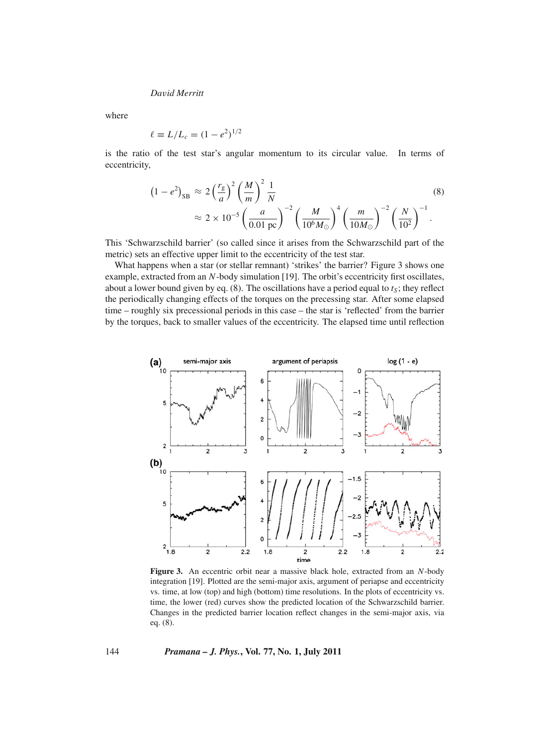where

$$\ell \equiv L/L_c = (1 - e^2)^{1/2}$$

is the ratio of the test star's angular momentum to its circular value. In terms of eccentricity,

$$\begin{aligned}
\left(1 - e^2\right)_{\rm SB} &\approx 2\left(\frac{r_g}{a}\right)^2 \left(\frac{M}{m}\right)^2 \frac{1}{N} \\
&\approx 2 \times 10^{-5} \left(\frac{a}{0.01\ \rm pc}\right)^{-2} \left(\frac{M}{10^6 M_\odot}\right)^4 \left(\frac{m}{10 M_\odot}\right)^{-2} \left(\frac{N}{10^2}\right)^{-1}.
\end{aligned} \tag{8}$$

This 'Schwarzschild barrier' (so called since it arises from the Schwarzschild part of the metric) sets an effective upper limit to the eccentricity of the test star.

What happens when a star (or stellar remnant) 'strikes' the barrier? Figure 3 shows one example, extracted from an $N$-body simulation [19]. The orbit's eccentricity first oscillates, about a lower bound given by eq. (8). The oscillations have a period equal to $t_S$; they reflect the periodically changing effects of the torques on the precessing star. After some elapsed time – roughly six precessional periods in this case – the star is 'reflected' from the barrier by the torques, back to smaller values of the eccentricity. The elapsed time until reflection

**Figure 3.** An eccentric orbit near a massive black hole, extracted from an $N$-body integration [19]. Plotted are the semi-major axis, argument of periapse and eccentricity vs. time, at low (top) and high (bottom) time resolutions. In the plots of eccentricity vs. time, the lower (red) curves show the predicted location of the Schwarzschild barrier. Changes in the predicted barrier location reflect changes in the semi-major axis, via eq. (8).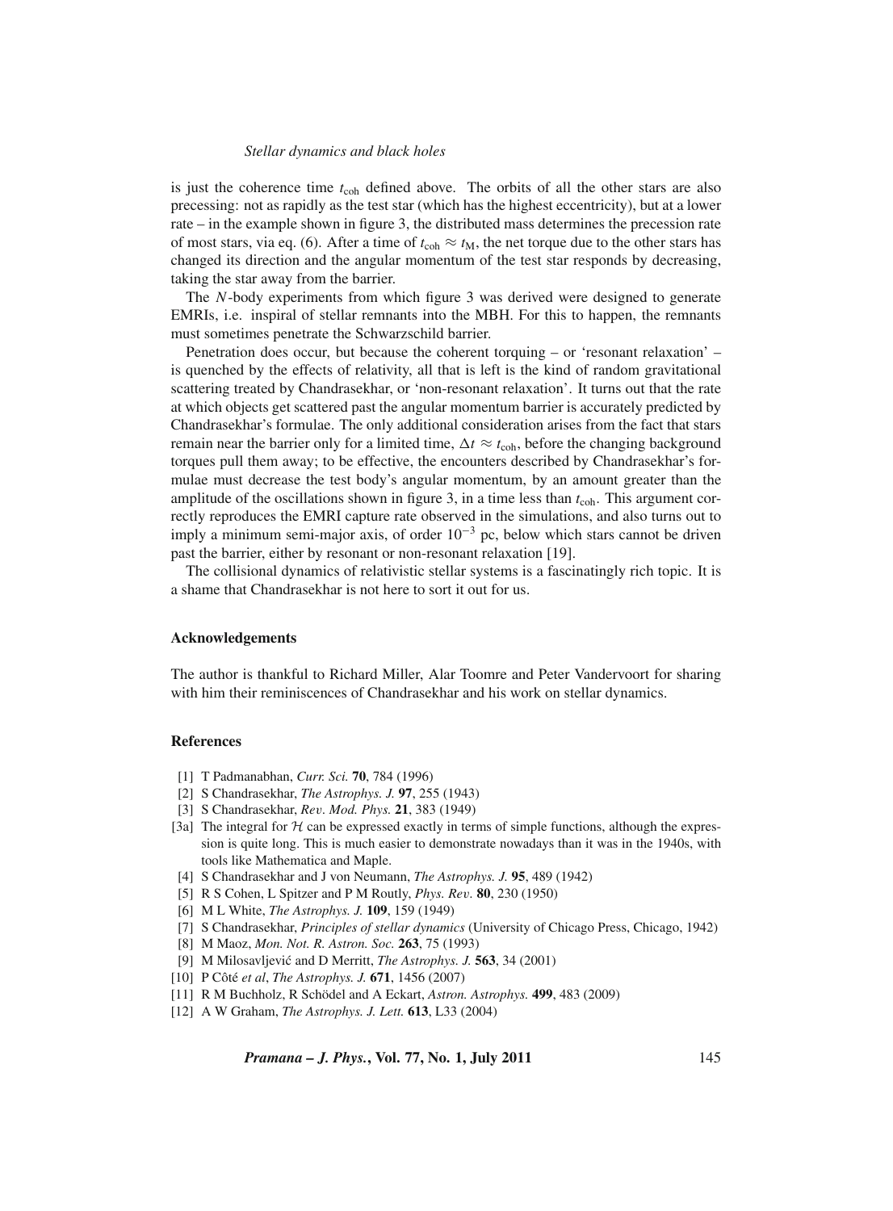is just the coherence time $t_{\rm coh}$ defined above. The orbits of all the other stars are also precessing: not as rapidly as the test star (which has the highest eccentricity), but at a lower rate – in the example shown in figure 3, the distributed mass determines the precession rate of most stars, via eq. (6). After a time of $t_{\rm coh} \approx t_{\rm M}$, the net torque due to the other stars has changed its direction and the angular momentum of the test star responds by decreasing, taking the star away from the barrier.

The $N$-body experiments from which figure 3 was derived were designed to generate EMRIs, i.e. inspiral of stellar remnants into the MBH. For this to happen, the remnants must sometimes penetrate the Schwarzschild barrier.

Penetration does occur, but because the coherent torquing – or 'resonant relaxation' – is quenched by the effects of relativity, all that is left is the kind of random gravitational scattering treated by Chandrasekhar, or 'non-resonant relaxation'. It turns out that the rate at which objects get scattered past the angular momentum barrier is accurately predicted by Chandrasekhar's formulae. The only additional consideration arises from the fact that stars remain near the barrier only for a limited time, $\Delta t \approx t_{\rm coh}$, before the changing background torques pull them away; to be effective, the encounters described by Chandrasekhar's formulae must decrease the test body's angular momentum, by an amount greater than the amplitude of the oscillations shown in figure 3, in a time less than $t_{\rm coh}$. This argument correctly reproduces the EMRI capture rate observed in the simulations, and also turns out to imply a minimum semi-major axis, of order $10^{-3}$ pc, below which stars cannot be driven past the barrier, either by resonant or non-resonant relaxation [19].

The collisional dynamics of relativistic stellar systems is a fascinatingly rich topic. It is a shame that Chandrasekhar is not here to sort it out for us.

## Acknowledgements

The author is thankful to Richard Miller, Alar Toomre and Peter Vandervoort for sharing with him their reminiscences of Chandrasekhar and his work on stellar dynamics.

## References

- [1] T Padmanabhan, *Curr. Sci.* **70**, 784 (1996)
- [2] S Chandrasekhar, *The Astrophys. J.* **97**, 255 (1943)
- [3] S Chandrasekhar, *Rev. Mod. Phys.* **21**, 383 (1949)
- [3a] The integral for $\mathcal{H}$ can be expressed exactly in terms of simple functions, although the expression is quite long. This is much easier to demonstrate nowadays than it was in the 1940s, with tools like Mathematica and Maple.
- [4] S Chandrasekhar and J von Neumann, *The Astrophys. J.* **95**, 489 (1942)
- [5] R S Cohen, L Spitzer and P M Routly, *Phys. Rev.* **80**, 230 (1950)
- [6] M L White, *The Astrophys. J.* **109**, 159 (1949)
- [7] S Chandrasekhar, *Principles of stellar dynamics* (University of Chicago Press, Chicago, 1942)
- [8] M Maoz, *Mon. Not. R. Astron. Soc.* **263**, 75 (1993)
- [9] M Milosavljević and D Merritt, *The Astrophys. J.* **563**, 34 (2001)
- [10] P Côté *et al*, *The Astrophys. J.* **671**, 1456 (2007)
- [11] R M Buchholz, R Schödel and A Eckart, *Astron. Astrophys.* **499**, 483 (2009)
- [12] A W Graham, *The Astrophys. J. Lett.* **613**, L33 (2004)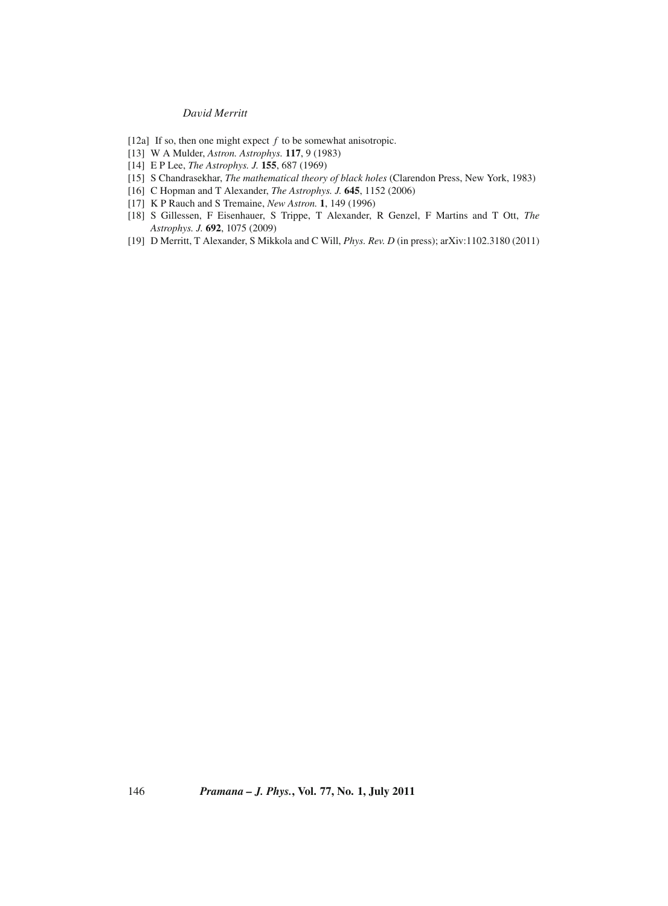[12a] If so, then one might expect $f$ to be somewhat anisotropic.

[13] W A Mulder, *Astron. Astrophys.* **117**, 9 (1983)

[14] E P Lee, *The Astrophys. J.* **155**, 687 (1969)

[15] S Chandrasekhar, *The mathematical theory of black holes* (Clarendon Press, New York, 1983)

[16] C Hopman and T Alexander, *The Astrophys. J.* **645**, 1152 (2006)

[17] K P Rauch and S Tremaine, *New Astron.* **1**, 149 (1996)

[18] S Gillessen, F Eisenhauer, S Trippe, T Alexander, R Genzel, F Martins and T Ott, *The Astrophys. J.* **692**, 1075 (2009)

[19] D Merritt, T Alexander, S Mikkola and C Will, *Phys. Rev. D* (in press); arXiv:1102.3180 (2011)